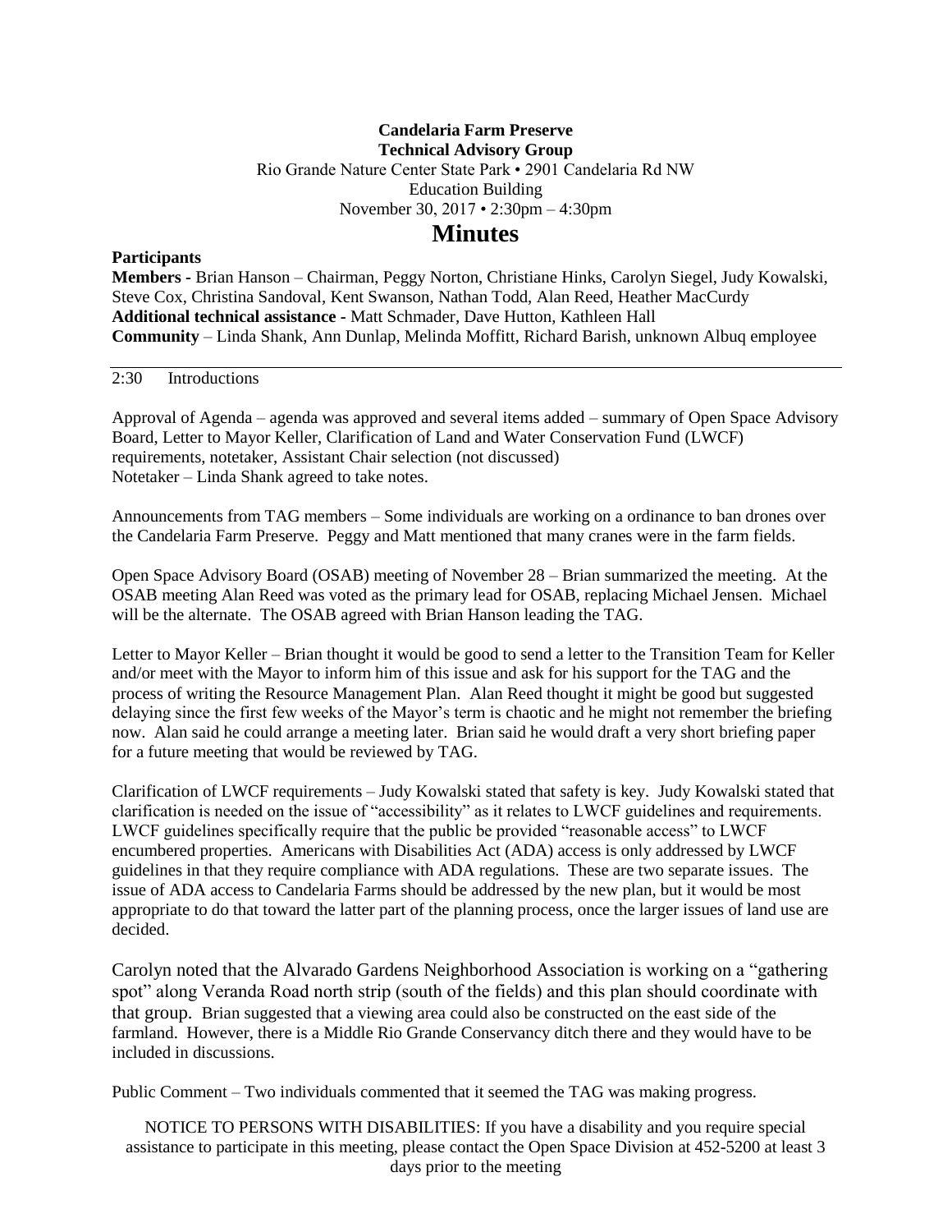**Candelaria Farm Preserve**
**Technical Advisory Group**
Rio Grande Nature Center State Park • 2901 Candelaria Rd NW
Education Building
November 30, 2017 • 2:30pm – 4:30pm

# Minutes

**Participants**
**Members -** Brian Hanson – Chairman, Peggy Norton, Christiane Hinks, Carolyn Siegel, Judy Kowalski, Steve Cox, Christina Sandoval, Kent Swanson, Nathan Todd, Alan Reed, Heather MacCurdy
**Additional technical assistance -** Matt Schmader, Dave Hutton, Kathleen Hall
**Community** – Linda Shank, Ann Dunlap, Melinda Moffitt, Richard Barish, unknown Albuq employee

---

2:30 Introductions

Approval of Agenda – agenda was approved and several items added – summary of Open Space Advisory Board, Letter to Mayor Keller, Clarification of Land and Water Conservation Fund (LWCF) requirements, notetaker, Assistant Chair selection (not discussed)
Notetaker – Linda Shank agreed to take notes.

Announcements from TAG members – Some individuals are working on a ordinance to ban drones over the Candelaria Farm Preserve. Peggy and Matt mentioned that many cranes were in the farm fields.

Open Space Advisory Board (OSAB) meeting of November 28 – Brian summarized the meeting. At the OSAB meeting Alan Reed was voted as the primary lead for OSAB, replacing Michael Jensen. Michael will be the alternate. The OSAB agreed with Brian Hanson leading the TAG.

Letter to Mayor Keller – Brian thought it would be good to send a letter to the Transition Team for Keller and/or meet with the Mayor to inform him of this issue and ask for his support for the TAG and the process of writing the Resource Management Plan. Alan Reed thought it might be good but suggested delaying since the first few weeks of the Mayor's term is chaotic and he might not remember the briefing now. Alan said he could arrange a meeting later. Brian said he would draft a very short briefing paper for a future meeting that would be reviewed by TAG.

Clarification of LWCF requirements – Judy Kowalski stated that safety is key. Judy Kowalski stated that clarification is needed on the issue of "accessibility" as it relates to LWCF guidelines and requirements. LWCF guidelines specifically require that the public be provided "reasonable access" to LWCF encumbered properties. Americans with Disabilities Act (ADA) access is only addressed by LWCF guidelines in that they require compliance with ADA regulations. These are two separate issues. The issue of ADA access to Candelaria Farms should be addressed by the new plan, but it would be most appropriate to do that toward the latter part of the planning process, once the larger issues of land use are decided.

Carolyn noted that the Alvarado Gardens Neighborhood Association is working on a "gathering spot" along Veranda Road north strip (south of the fields) and this plan should coordinate with that group. Brian suggested that a viewing area could also be constructed on the east side of the farmland. However, there is a Middle Rio Grande Conservancy ditch there and they would have to be included in discussions.

Public Comment – Two individuals commented that it seemed the TAG was making progress.

NOTICE TO PERSONS WITH DISABILITIES: If you have a disability and you require special assistance to participate in this meeting, please contact the Open Space Division at 452-5200 at least 3 days prior to the meeting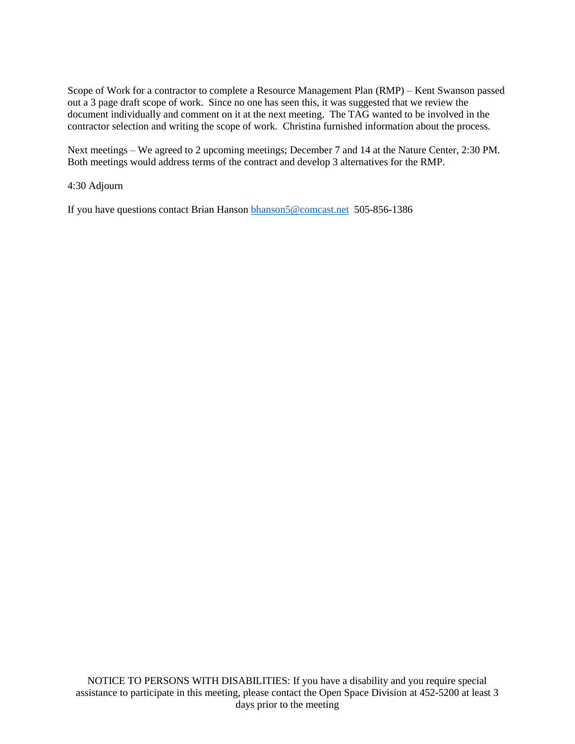Scope of Work for a contractor to complete a Resource Management Plan (RMP) – Kent Swanson passed out a 3 page draft scope of work. Since no one has seen this, it was suggested that we review the document individually and comment on it at the next meeting. The TAG wanted to be involved in the contractor selection and writing the scope of work. Christina furnished information about the process.

Next meetings – We agreed to 2 upcoming meetings; December 7 and 14 at the Nature Center, 2:30 PM. Both meetings would address terms of the contract and develop 3 alternatives for the RMP.

4:30 Adjourn

If you have questions contact Brian Hanson bhanson5@comcast.net 505-856-1386

NOTICE TO PERSONS WITH DISABILITIES: If you have a disability and you require special assistance to participate in this meeting, please contact the Open Space Division at 452-5200 at least 3 days prior to the meeting